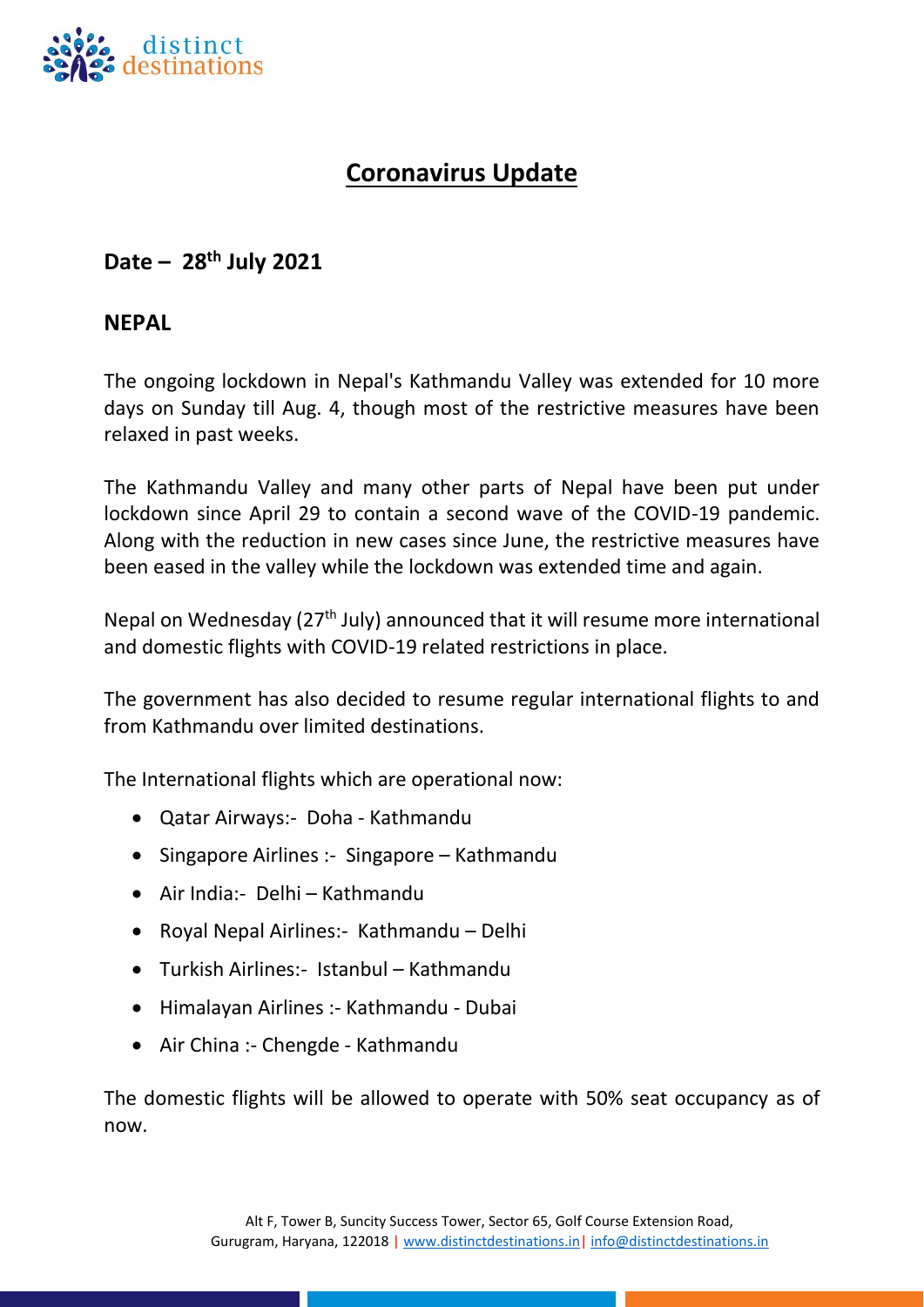# Coronavirus Update

## Date – 28th July 2021

## NEPAL

The ongoing lockdown in Nepal's Kathmandu Valley was extended for 10 more days on Sunday till Aug. 4, though most of the restrictive measures have been relaxed in past weeks.

The Kathmandu Valley and many other parts of Nepal have been put under lockdown since April 29 to contain a second wave of the COVID-19 pandemic. Along with the reduction in new cases since June, the restrictive measures have been eased in the valley while the lockdown was extended time and again.

Nepal on Wednesday (27th July) announced that it will resume more international and domestic flights with COVID-19 related restrictions in place.

The government has also decided to resume regular international flights to and from Kathmandu over limited destinations.

The International flights which are operational now:

- Qatar Airways:- Doha - Kathmandu
- Singapore Airlines :- Singapore – Kathmandu
- Air India:- Delhi – Kathmandu
- Royal Nepal Airlines:- Kathmandu – Delhi
- Turkish Airlines:- Istanbul – Kathmandu
- Himalayan Airlines :- Kathmandu - Dubai
- Air China :- Chengde - Kathmandu

The domestic flights will be allowed to operate with 50% seat occupancy as of now.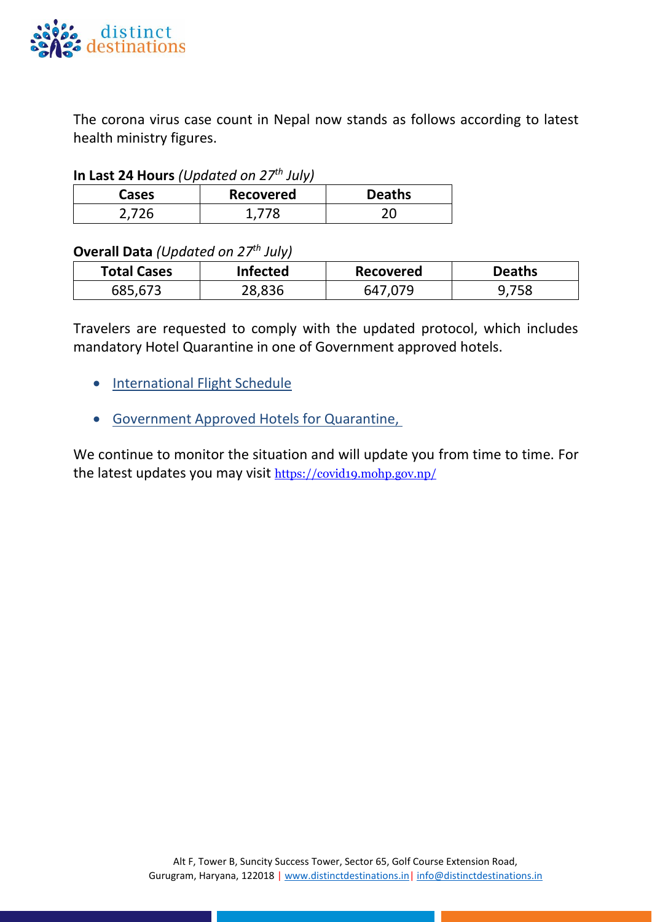The corona virus case count in Nepal now stands as follows according to latest health ministry figures.

**In Last 24 Hours** *(Updated on 27th July)*

| Cases | Recovered | Deaths |
|---|---|---|
| 2,726 | 1,778 | 20 |

**Overall Data** *(Updated on 27th July)*

| Total Cases | Infected | Recovered | Deaths |
|---|---|---|---|
| 685,673 | 28,836 | 647,079 | 9,758 |

Travelers are requested to comply with the updated protocol, which includes mandatory Hotel Quarantine in one of Government approved hotels.

- International Flight Schedule
- Government Approved Hotels for Quarantine,

We continue to monitor the situation and will update you from time to time. For the latest updates you may visit https://covid19.mohp.gov.np/

Alt F, Tower B, Suncity Success Tower, Sector 65, Golf Course Extension Road, Gurugram, Haryana, 122018 | www.distinctdestinations.in | info@distinctdestinations.in